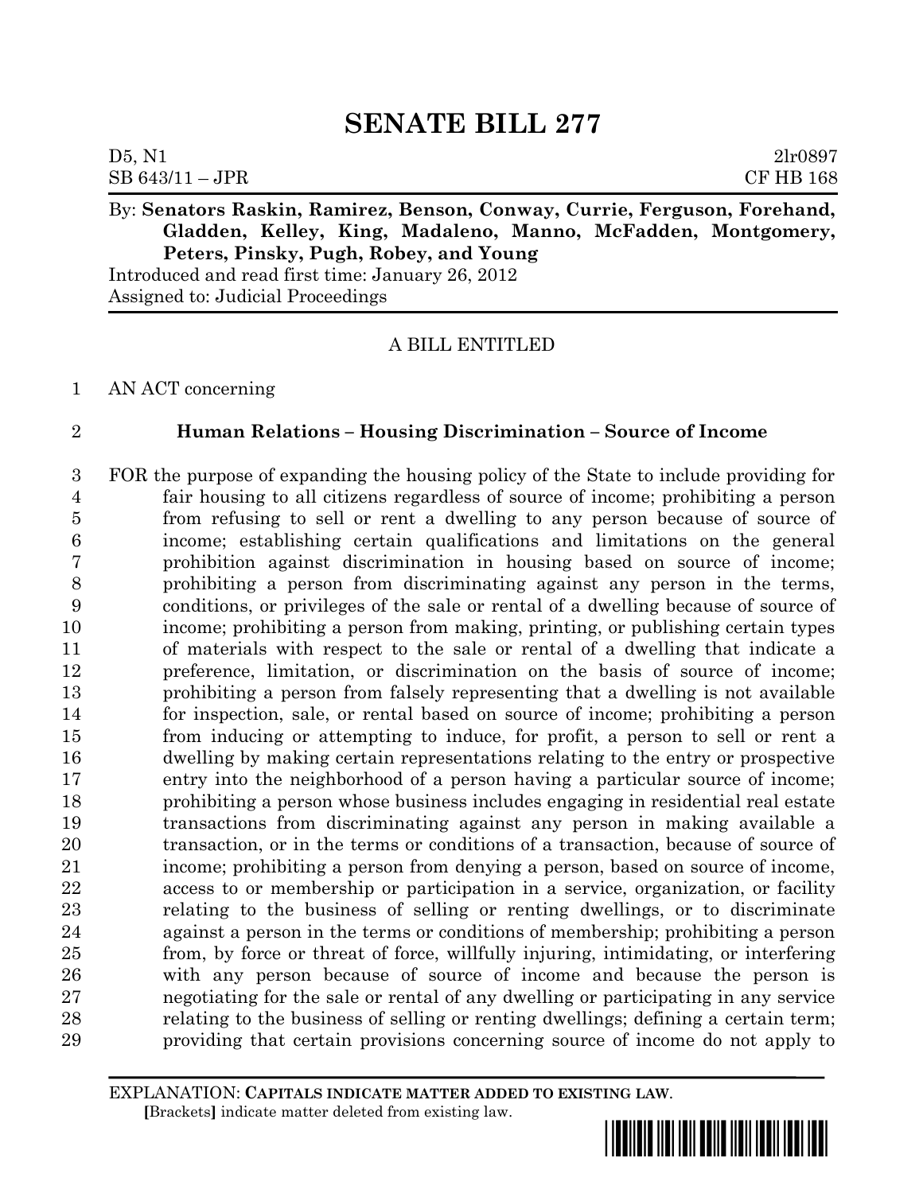# SENATE BILL 277

D5, N1 2lr0897
SB 643/11 – JPR CF HB 168

By: **Senators Raskin, Ramirez, Benson, Conway, Currie, Ferguson, Forehand, Gladden, Kelley, King, Madaleno, Manno, McFadden, Montgomery, Peters, Pinsky, Pugh, Robey, and Young**

Introduced and read first time: January 26, 2012
Assigned to: Judicial Proceedings

A BILL ENTITLED

1 AN ACT concerning

2 **Human Relations – Housing Discrimination – Source of Income**

3 FOR the purpose of expanding the housing policy of the State to include providing for
4 fair housing to all citizens regardless of source of income; prohibiting a person
5 from refusing to sell or rent a dwelling to any person because of source of
6 income; establishing certain qualifications and limitations on the general
7 prohibition against discrimination in housing based on source of income;
8 prohibiting a person from discriminating against any person in the terms,
9 conditions, or privileges of the sale or rental of a dwelling because of source of
10 income; prohibiting a person from making, printing, or publishing certain types
11 of materials with respect to the sale or rental of a dwelling that indicate a
12 preference, limitation, or discrimination on the basis of source of income;
13 prohibiting a person from falsely representing that a dwelling is not available
14 for inspection, sale, or rental based on source of income; prohibiting a person
15 from inducing or attempting to induce, for profit, a person to sell or rent a
16 dwelling by making certain representations relating to the entry or prospective
17 entry into the neighborhood of a person having a particular source of income;
18 prohibiting a person whose business includes engaging in residential real estate
19 transactions from discriminating against any person in making available a
20 transaction, or in the terms or conditions of a transaction, because of source of
21 income; prohibiting a person from denying a person, based on source of income,
22 access to or membership or participation in a service, organization, or facility
23 relating to the business of selling or renting dwellings, or to discriminate
24 against a person in the terms or conditions of membership; prohibiting a person
25 from, by force or threat of force, willfully injuring, intimidating, or interfering
26 with any person because of source of income and because the person is
27 negotiating for the sale or rental of any dwelling or participating in any service
28 relating to the business of selling or renting dwellings; defining a certain term;
29 providing that certain provisions concerning source of income do not apply to

EXPLANATION: **CAPITALS INDICATE MATTER ADDED TO EXISTING LAW.**
[Brackets] indicate matter deleted from existing law.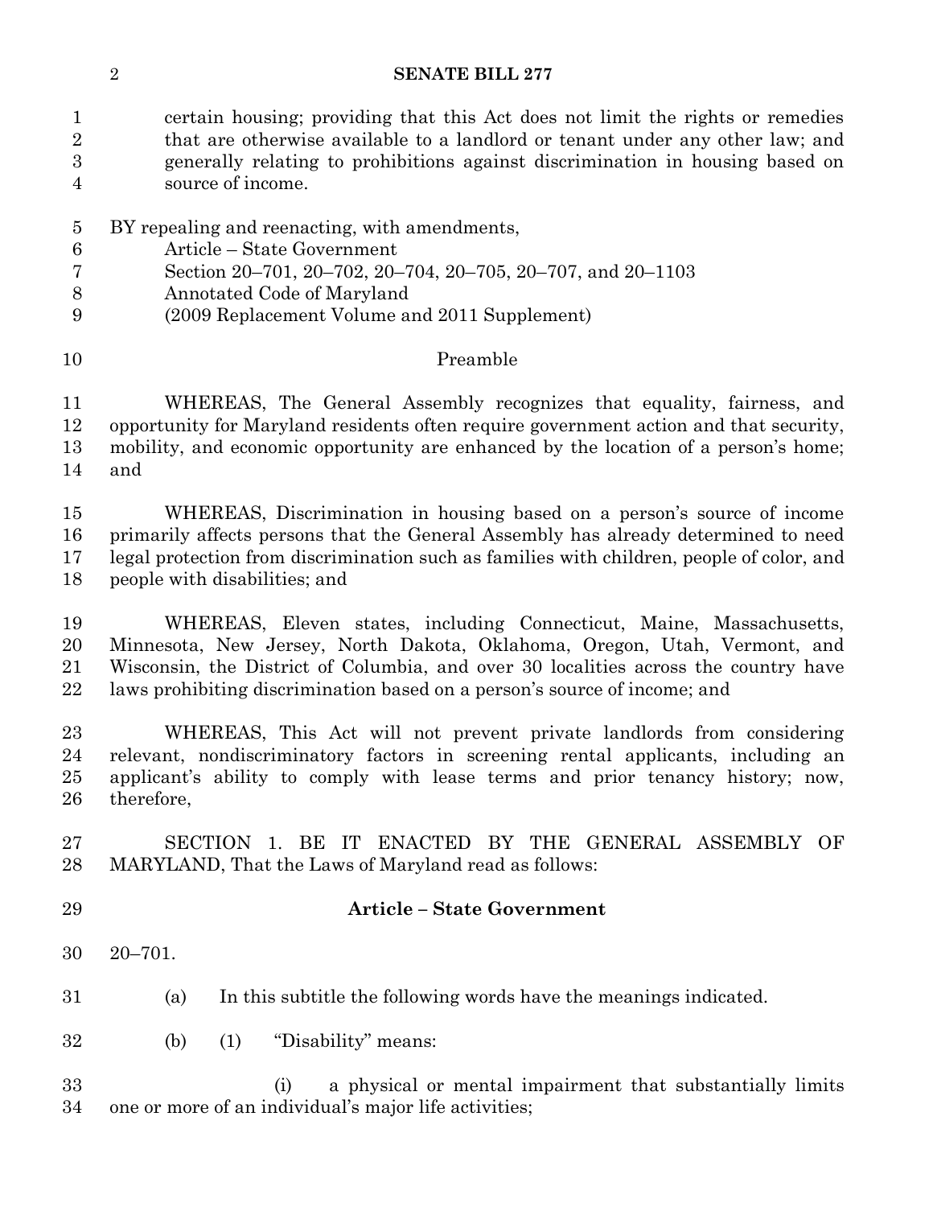certain housing; providing that this Act does not limit the rights or remedies that are otherwise available to a landlord or tenant under any other law; and generally relating to prohibitions against discrimination in housing based on source of income.

BY repealing and reenacting, with amendments,
Article – State Government
Section 20–701, 20–702, 20–704, 20–705, 20–707, and 20–1103
Annotated Code of Maryland
(2009 Replacement Volume and 2011 Supplement)

Preamble

WHEREAS, The General Assembly recognizes that equality, fairness, and opportunity for Maryland residents often require government action and that security, mobility, and economic opportunity are enhanced by the location of a person's home; and

WHEREAS, Discrimination in housing based on a person's source of income primarily affects persons that the General Assembly has already determined to need legal protection from discrimination such as families with children, people of color, and people with disabilities; and

WHEREAS, Eleven states, including Connecticut, Maine, Massachusetts, Minnesota, New Jersey, North Dakota, Oklahoma, Oregon, Utah, Vermont, and Wisconsin, the District of Columbia, and over 30 localities across the country have laws prohibiting discrimination based on a person's source of income; and

WHEREAS, This Act will not prevent private landlords from considering relevant, nondiscriminatory factors in screening rental applicants, including an applicant's ability to comply with lease terms and prior tenancy history; now, therefore,

SECTION 1. BE IT ENACTED BY THE GENERAL ASSEMBLY OF MARYLAND, That the Laws of Maryland read as follows:

**Article – State Government**

20–701.

(a) In this subtitle the following words have the meanings indicated.

(b) (1) "Disability" means:

(i) a physical or mental impairment that substantially limits one or more of an individual's major life activities;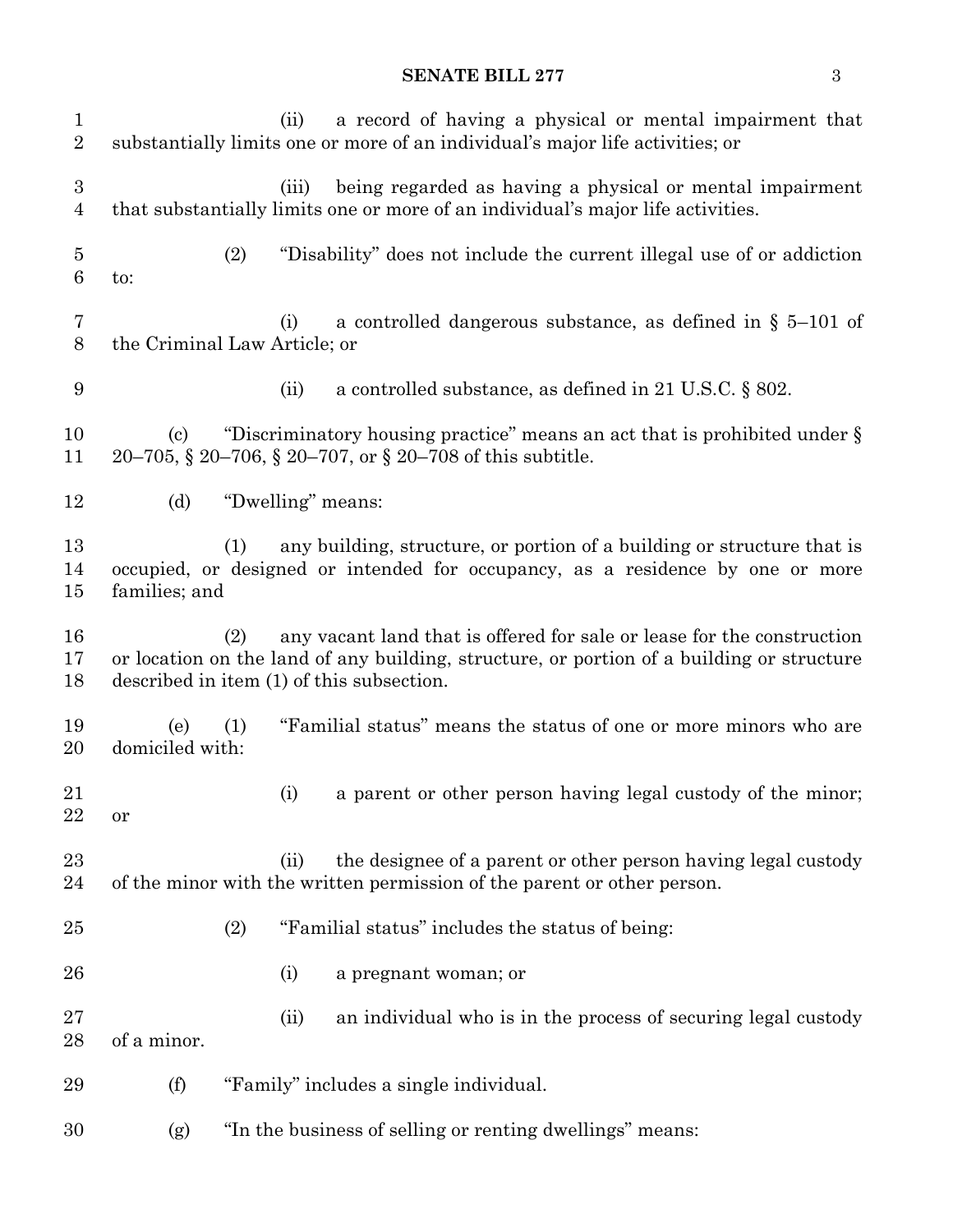(ii) a record of having a physical or mental impairment that substantially limits one or more of an individual's major life activities; or

(iii) being regarded as having a physical or mental impairment that substantially limits one or more of an individual's major life activities.

(2) "Disability" does not include the current illegal use of or addiction to:

(i) a controlled dangerous substance, as defined in § 5–101 of the Criminal Law Article; or

(ii) a controlled substance, as defined in 21 U.S.C. § 802.

(c) "Discriminatory housing practice" means an act that is prohibited under § 20–705, § 20–706, § 20–707, or § 20–708 of this subtitle.

(d) "Dwelling" means:

(1) any building, structure, or portion of a building or structure that is occupied, or designed or intended for occupancy, as a residence by one or more families; and

(2) any vacant land that is offered for sale or lease for the construction or location on the land of any building, structure, or portion of a building or structure described in item (1) of this subsection.

(e) (1) "Familial status" means the status of one or more minors who are domiciled with:

(i) a parent or other person having legal custody of the minor; or

(ii) the designee of a parent or other person having legal custody of the minor with the written permission of the parent or other person.

(2) "Familial status" includes the status of being:

(i) a pregnant woman; or

(ii) an individual who is in the process of securing legal custody of a minor.

(f) "Family" includes a single individual.

(g) "In the business of selling or renting dwellings" means: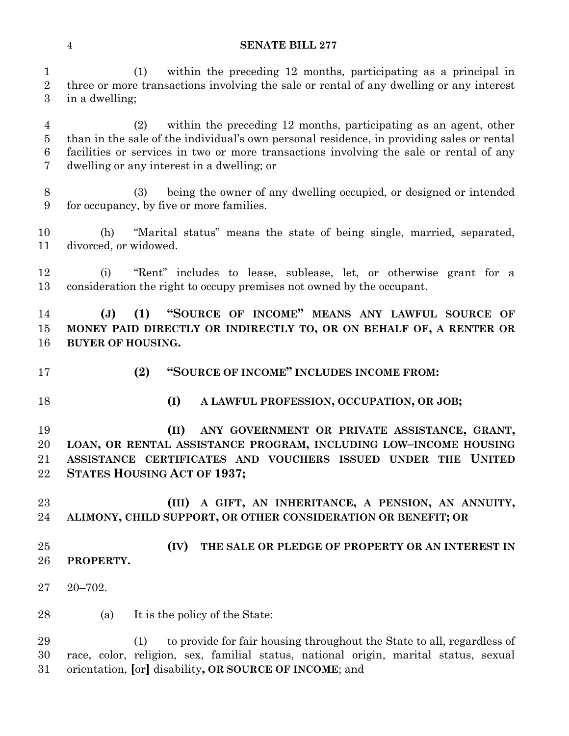(1) within the preceding 12 months, participating as a principal in three or more transactions involving the sale or rental of any dwelling or any interest in a dwelling;

(2) within the preceding 12 months, participating as an agent, other than in the sale of the individual's own personal residence, in providing sales or rental facilities or services in two or more transactions involving the sale or rental of any dwelling or any interest in a dwelling; or

(3) being the owner of any dwelling occupied, or designed or intended for occupancy, by five or more families.

(h) "Marital status" means the state of being single, married, separated, divorced, or widowed.

(i) "Rent" includes to lease, sublease, let, or otherwise grant for a consideration the right to occupy premises not owned by the occupant.

**(J) (1) "SOURCE OF INCOME" MEANS ANY LAWFUL SOURCE OF MONEY PAID DIRECTLY OR INDIRECTLY TO, OR ON BEHALF OF, A RENTER OR BUYER OF HOUSING.**

**(2) "SOURCE OF INCOME" INCLUDES INCOME FROM:**

**(I) A LAWFUL PROFESSION, OCCUPATION, OR JOB;**

**(II) ANY GOVERNMENT OR PRIVATE ASSISTANCE, GRANT, LOAN, OR RENTAL ASSISTANCE PROGRAM, INCLUDING LOW–INCOME HOUSING ASSISTANCE CERTIFICATES AND VOUCHERS ISSUED UNDER THE UNITED STATES HOUSING ACT OF 1937;**

**(III) A GIFT, AN INHERITANCE, A PENSION, AN ANNUITY, ALIMONY, CHILD SUPPORT, OR OTHER CONSIDERATION OR BENEFIT; OR**

**(IV) THE SALE OR PLEDGE OF PROPERTY OR AN INTEREST IN PROPERTY.**

20–702.

(a) It is the policy of the State:

(1) to provide for fair housing throughout the State to all, regardless of race, color, religion, sex, familial status, national origin, marital status, sexual orientation, **[**or**]** disability**, OR SOURCE OF INCOME**; and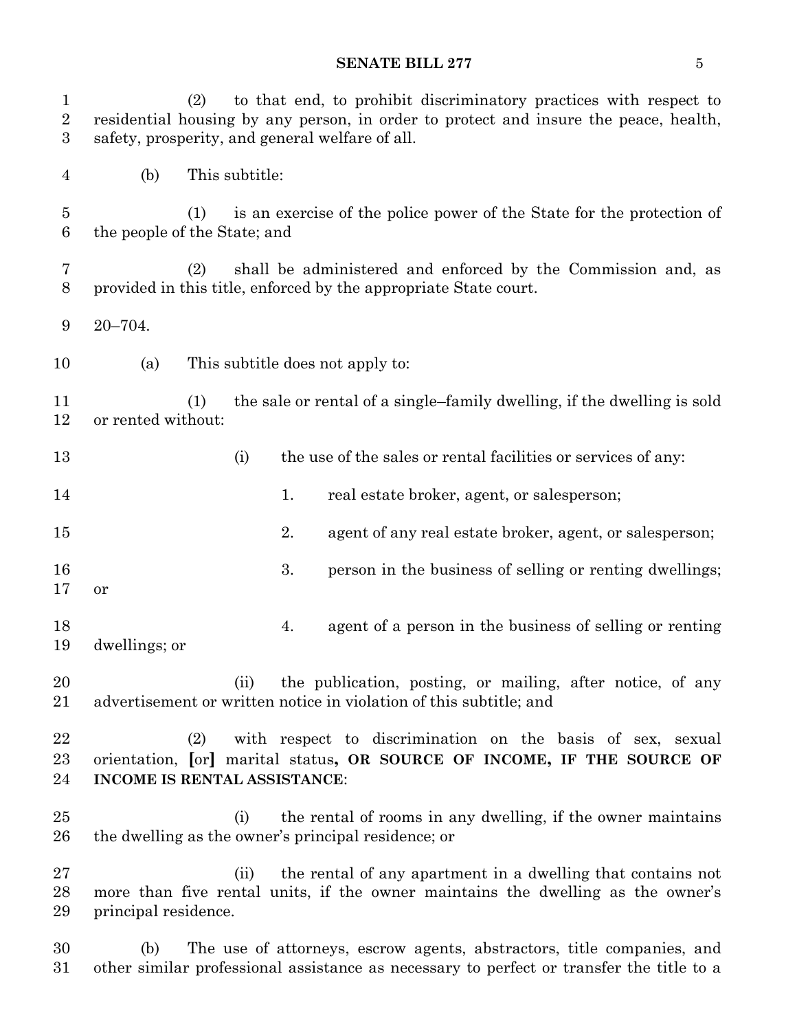(2) to that end, to prohibit discriminatory practices with respect to residential housing by any person, in order to protect and insure the peace, health, safety, prosperity, and general welfare of all.

(b) This subtitle:

(1) is an exercise of the police power of the State for the protection of the people of the State; and

(2) shall be administered and enforced by the Commission and, as provided in this title, enforced by the appropriate State court.

20–704.

(a) This subtitle does not apply to:

(1) the sale or rental of a single–family dwelling, if the dwelling is sold or rented without:

(i) the use of the sales or rental facilities or services of any:

1. real estate broker, agent, or salesperson;

2. agent of any real estate broker, agent, or salesperson;

3. person in the business of selling or renting dwellings; or

4. agent of a person in the business of selling or renting dwellings; or

(ii) the publication, posting, or mailing, after notice, of any advertisement or written notice in violation of this subtitle; and

(2) with respect to discrimination on the basis of sex, sexual orientation, **[**or**]** marital status**, OR SOURCE OF INCOME, IF THE SOURCE OF INCOME IS RENTAL ASSISTANCE**:

(i) the rental of rooms in any dwelling, if the owner maintains the dwelling as the owner's principal residence; or

(ii) the rental of any apartment in a dwelling that contains not more than five rental units, if the owner maintains the dwelling as the owner's principal residence.

(b) The use of attorneys, escrow agents, abstractors, title companies, and other similar professional assistance as necessary to perfect or transfer the title to a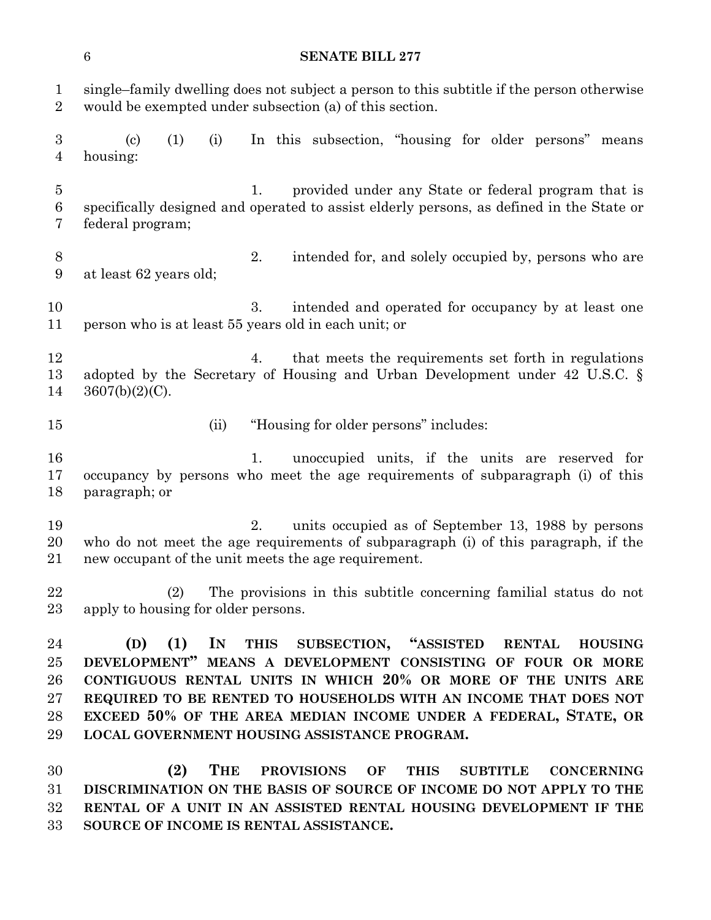single–family dwelling does not subject a person to this subtitle if the person otherwise would be exempted under subsection (a) of this section.

(c) (1) (i) In this subsection, "housing for older persons" means housing:

1. provided under any State or federal program that is specifically designed and operated to assist elderly persons, as defined in the State or federal program;

2. intended for, and solely occupied by, persons who are at least 62 years old;

3. intended and operated for occupancy by at least one person who is at least 55 years old in each unit; or

4. that meets the requirements set forth in regulations adopted by the Secretary of Housing and Urban Development under 42 U.S.C. § 3607(b)(2)(C).

(ii) "Housing for older persons" includes:

1. unoccupied units, if the units are reserved for occupancy by persons who meet the age requirements of subparagraph (i) of this paragraph; or

2. units occupied as of September 13, 1988 by persons who do not meet the age requirements of subparagraph (i) of this paragraph, if the new occupant of the unit meets the age requirement.

(2) The provisions in this subtitle concerning familial status do not apply to housing for older persons.

**(D) (1) IN THIS SUBSECTION, "ASSISTED RENTAL HOUSING DEVELOPMENT" MEANS A DEVELOPMENT CONSISTING OF FOUR OR MORE CONTIGUOUS RENTAL UNITS IN WHICH 20% OR MORE OF THE UNITS ARE REQUIRED TO BE RENTED TO HOUSEHOLDS WITH AN INCOME THAT DOES NOT EXCEED 50% OF THE AREA MEDIAN INCOME UNDER A FEDERAL, STATE, OR LOCAL GOVERNMENT HOUSING ASSISTANCE PROGRAM.**

**(2) THE PROVISIONS OF THIS SUBTITLE CONCERNING DISCRIMINATION ON THE BASIS OF SOURCE OF INCOME DO NOT APPLY TO THE RENTAL OF A UNIT IN AN ASSISTED RENTAL HOUSING DEVELOPMENT IF THE SOURCE OF INCOME IS RENTAL ASSISTANCE.**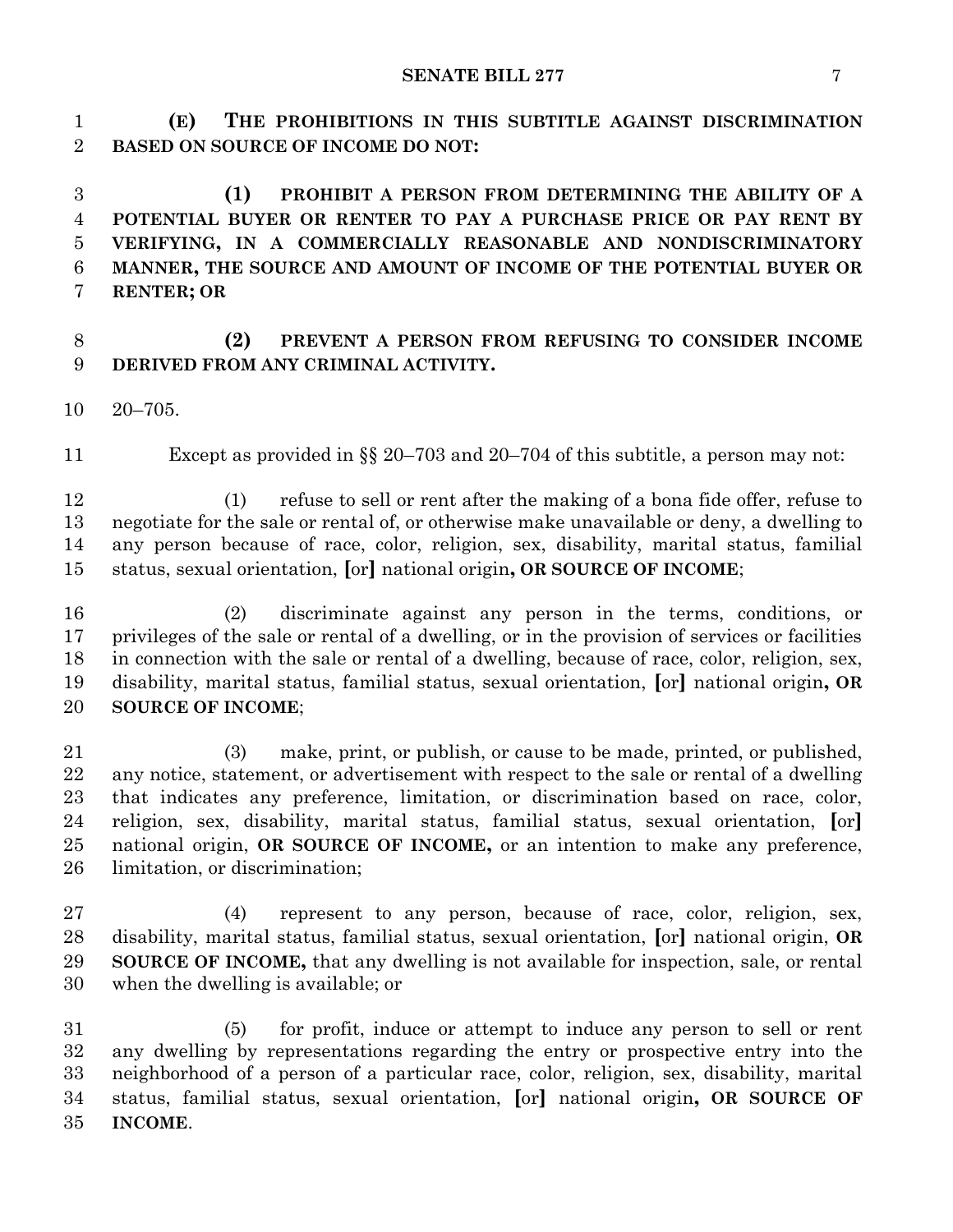**(E) THE PROHIBITIONS IN THIS SUBTITLE AGAINST DISCRIMINATION BASED ON SOURCE OF INCOME DO NOT:**

**(1) PROHIBIT A PERSON FROM DETERMINING THE ABILITY OF A POTENTIAL BUYER OR RENTER TO PAY A PURCHASE PRICE OR PAY RENT BY VERIFYING, IN A COMMERCIALLY REASONABLE AND NONDISCRIMINATORY MANNER, THE SOURCE AND AMOUNT OF INCOME OF THE POTENTIAL BUYER OR RENTER; OR**

**(2) PREVENT A PERSON FROM REFUSING TO CONSIDER INCOME DERIVED FROM ANY CRIMINAL ACTIVITY.**

20–705.

Except as provided in §§ 20–703 and 20–704 of this subtitle, a person may not:

(1) refuse to sell or rent after the making of a bona fide offer, refuse to negotiate for the sale or rental of, or otherwise make unavailable or deny, a dwelling to any person because of race, color, religion, sex, disability, marital status, familial status, sexual orientation, [or] national origin**, OR SOURCE OF INCOME**;

(2) discriminate against any person in the terms, conditions, or privileges of the sale or rental of a dwelling, or in the provision of services or facilities in connection with the sale or rental of a dwelling, because of race, color, religion, sex, disability, marital status, familial status, sexual orientation, [or] national origin**, OR SOURCE OF INCOME**;

(3) make, print, or publish, or cause to be made, printed, or published, any notice, statement, or advertisement with respect to the sale or rental of a dwelling that indicates any preference, limitation, or discrimination based on race, color, religion, sex, disability, marital status, familial status, sexual orientation, [or] national origin, **OR SOURCE OF INCOME,** or an intention to make any preference, limitation, or discrimination;

(4) represent to any person, because of race, color, religion, sex, disability, marital status, familial status, sexual orientation, [or] national origin, **OR SOURCE OF INCOME,** that any dwelling is not available for inspection, sale, or rental when the dwelling is available; or

(5) for profit, induce or attempt to induce any person to sell or rent any dwelling by representations regarding the entry or prospective entry into the neighborhood of a person of a particular race, color, religion, sex, disability, marital status, familial status, sexual orientation, [or] national origin**, OR SOURCE OF INCOME**.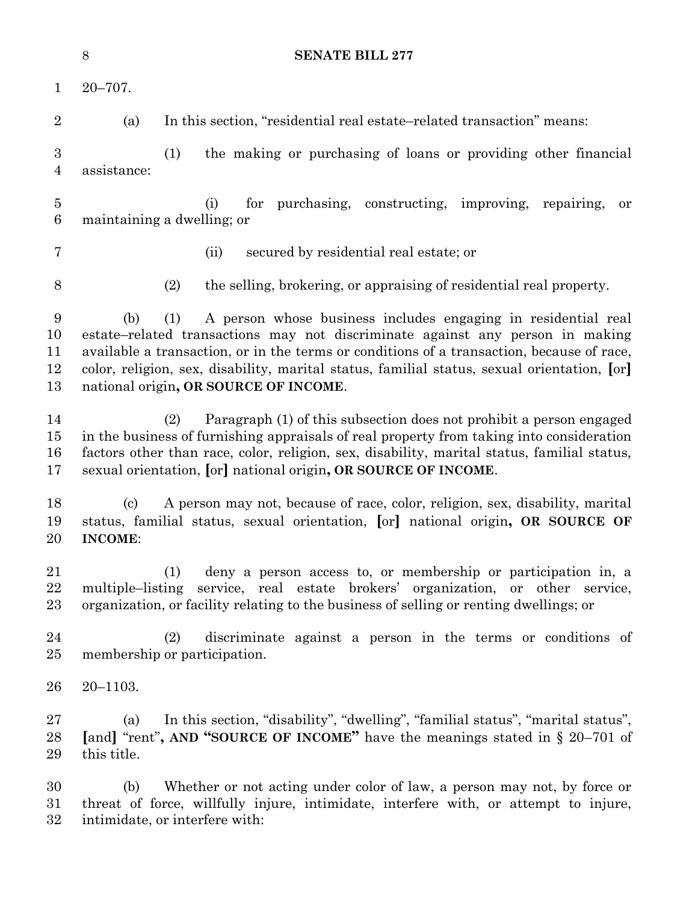20–707.

(a) In this section, "residential real estate–related transaction" means:

(1) the making or purchasing of loans or providing other financial assistance:

(i) for purchasing, constructing, improving, repairing, or maintaining a dwelling; or

(ii) secured by residential real estate; or

(2) the selling, brokering, or appraising of residential real property.

(b) (1) A person whose business includes engaging in residential real estate–related transactions may not discriminate against any person in making available a transaction, or in the terms or conditions of a transaction, because of race, color, religion, sex, disability, marital status, familial status, sexual orientation, **[**or**]** national origin**, OR SOURCE OF INCOME**.

(2) Paragraph (1) of this subsection does not prohibit a person engaged in the business of furnishing appraisals of real property from taking into consideration factors other than race, color, religion, sex, disability, marital status, familial status, sexual orientation, **[**or**]** national origin**, OR SOURCE OF INCOME**.

(c) A person may not, because of race, color, religion, sex, disability, marital status, familial status, sexual orientation, **[**or**]** national origin**, OR SOURCE OF INCOME**:

(1) deny a person access to, or membership or participation in, a multiple–listing service, real estate brokers' organization, or other service, organization, or facility relating to the business of selling or renting dwellings; or

(2) discriminate against a person in the terms or conditions of membership or participation.

20–1103.

(a) In this section, "disability", "dwelling", "familial status", "marital status", **[**and**]** "rent"**, AND "SOURCE OF INCOME"** have the meanings stated in § 20–701 of this title.

(b) Whether or not acting under color of law, a person may not, by force or threat of force, willfully injure, intimidate, interfere with, or attempt to injure, intimidate, or interfere with: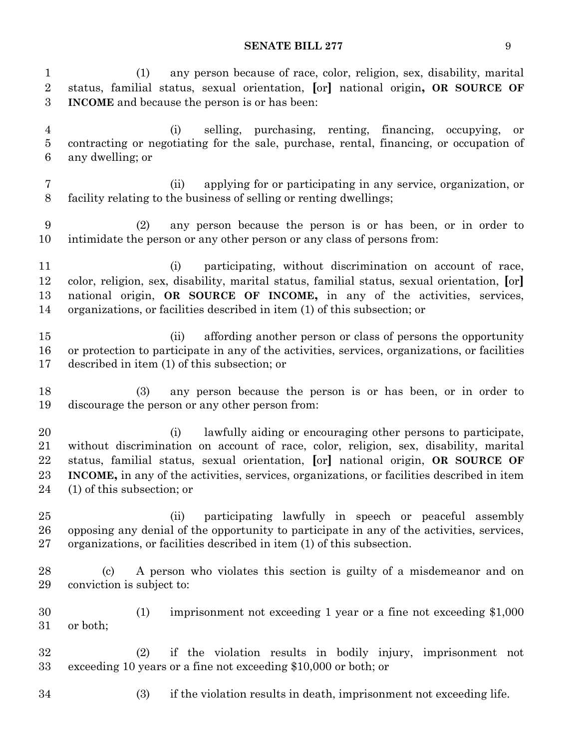(1) any person because of race, color, religion, sex, disability, marital status, familial status, sexual orientation, [or] national origin**, OR SOURCE OF INCOME** and because the person is or has been:

(i) selling, purchasing, renting, financing, occupying, or contracting or negotiating for the sale, purchase, rental, financing, or occupation of any dwelling; or

(ii) applying for or participating in any service, organization, or facility relating to the business of selling or renting dwellings;

(2) any person because the person is or has been, or in order to intimidate the person or any other person or any class of persons from:

(i) participating, without discrimination on account of race, color, religion, sex, disability, marital status, familial status, sexual orientation, [or] national origin, **OR SOURCE OF INCOME,** in any of the activities, services, organizations, or facilities described in item (1) of this subsection; or

(ii) affording another person or class of persons the opportunity or protection to participate in any of the activities, services, organizations, or facilities described in item (1) of this subsection; or

(3) any person because the person is or has been, or in order to discourage the person or any other person from:

(i) lawfully aiding or encouraging other persons to participate, without discrimination on account of race, color, religion, sex, disability, marital status, familial status, sexual orientation, [or] national origin, **OR SOURCE OF INCOME,** in any of the activities, services, organizations, or facilities described in item (1) of this subsection; or

(ii) participating lawfully in speech or peaceful assembly opposing any denial of the opportunity to participate in any of the activities, services, organizations, or facilities described in item (1) of this subsection.

(c) A person who violates this section is guilty of a misdemeanor and on conviction is subject to:

(1) imprisonment not exceeding 1 year or a fine not exceeding $1,000 or both;

(2) if the violation results in bodily injury, imprisonment not exceeding 10 years or a fine not exceeding $10,000 or both; or

(3) if the violation results in death, imprisonment not exceeding life.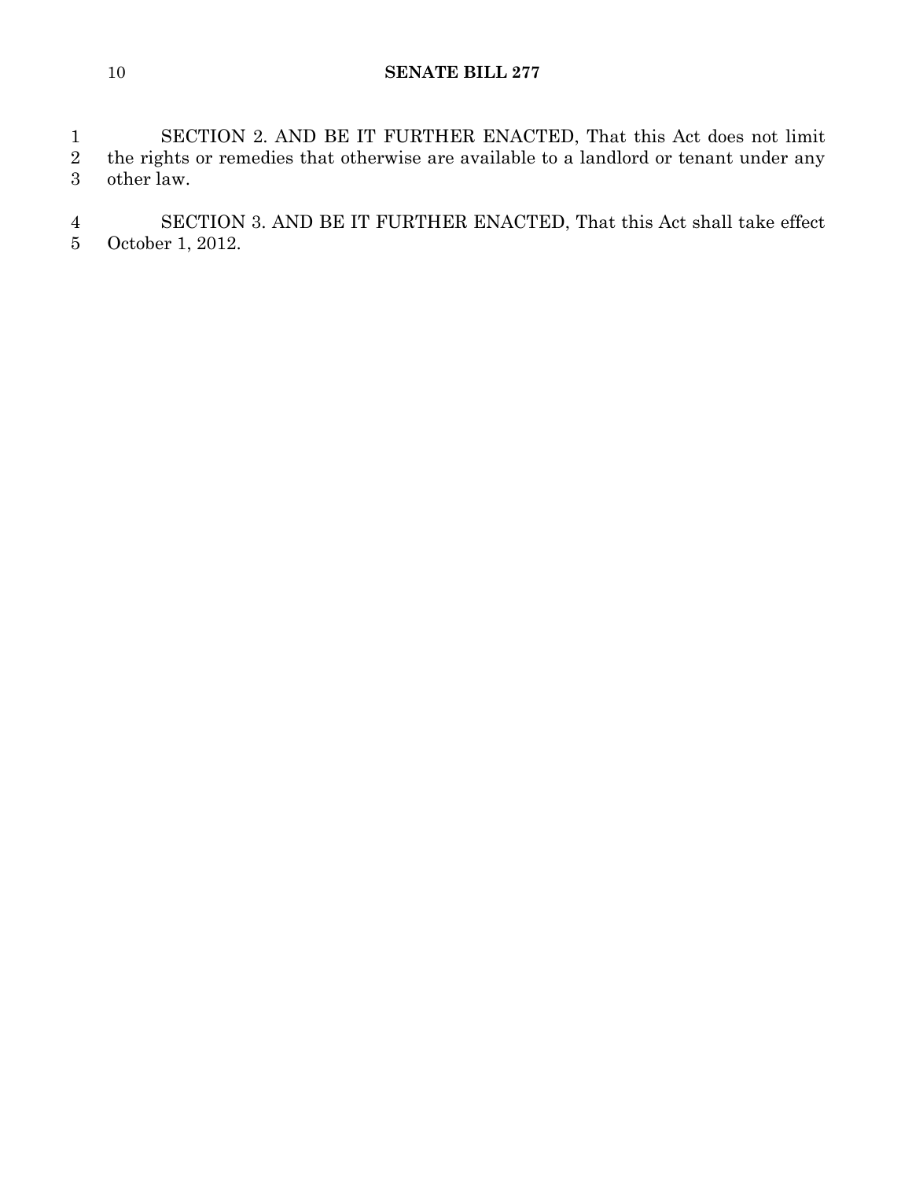SECTION 2. AND BE IT FURTHER ENACTED, That this Act does not limit the rights or remedies that otherwise are available to a landlord or tenant under any other law.

SECTION 3. AND BE IT FURTHER ENACTED, That this Act shall take effect October 1, 2012.